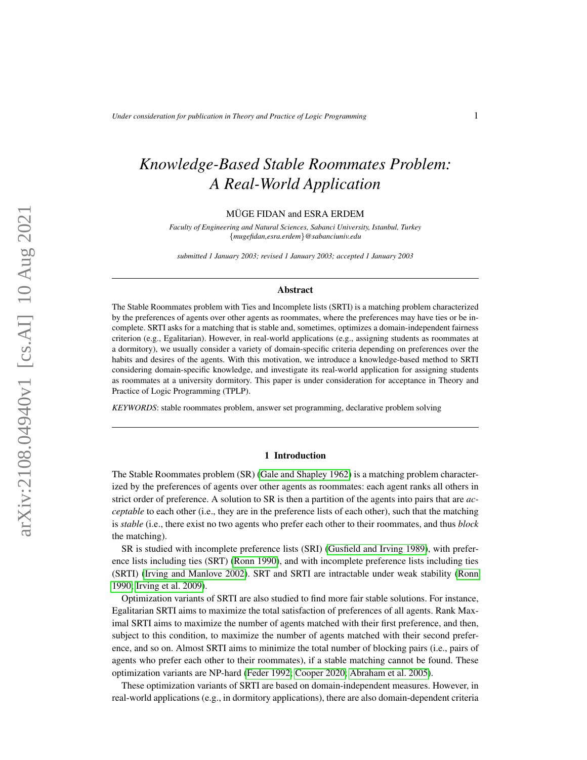# *Knowledge-Based Stable Roommates Problem: A Real-World Application*

MÜGE FIDAN and ESRA ERDEM

*Faculty of Engineering and Natural Sciences, Sabanci University, Istanbul, Turkey*
{*mugefidan,esra.erdem*}*@sabanciuniv.edu*

*submitted 1 January 2003; revised 1 January 2003; accepted 1 January 2003*

## Abstract

The Stable Roommates problem with Ties and Incomplete lists (SRTI) is a matching problem characterized by the preferences of agents over other agents as roommates, where the preferences may have ties or be incomplete. SRTI asks for a matching that is stable and, sometimes, optimizes a domain-independent fairness criterion (e.g., Egalitarian). However, in real-world applications (e.g., assigning students as roommates at a dormitory), we usually consider a variety of domain-specific criteria depending on preferences over the habits and desires of the agents. With this motivation, we introduce a knowledge-based method to SRTI considering domain-specific knowledge, and investigate its real-world application for assigning students as roommates at a university dormitory. This paper is under consideration for acceptance in Theory and Practice of Logic Programming (TPLP).

*KEYWORDS*: stable roommates problem, answer set programming, declarative problem solving

## 1 Introduction

The Stable Roommates problem (SR) (Gale and Shapley 1962) is a matching problem characterized by the preferences of agents over other agents as roommates: each agent ranks all others in strict order of preference. A solution to SR is then a partition of the agents into pairs that are *acceptable* to each other (i.e., they are in the preference lists of each other), such that the matching is *stable* (i.e., there exist no two agents who prefer each other to their roommates, and thus *block* the matching).

SR is studied with incomplete preference lists (SRI) (Gusfield and Irving 1989), with preference lists including ties (SRT) (Ronn 1990), and with incomplete preference lists including ties (SRTI) (Irving and Manlove 2002). SRT and SRTI are intractable under weak stability (Ronn 1990; Irving et al. 2009).

Optimization variants of SRTI are also studied to find more fair stable solutions. For instance, Egalitarian SRTI aims to maximize the total satisfaction of preferences of all agents. Rank Maximal SRTI aims to maximize the number of agents matched with their first preference, and then, subject to this condition, to maximize the number of agents matched with their second preference, and so on. Almost SRTI aims to minimize the total number of blocking pairs (i.e., pairs of agents who prefer each other to their roommates), if a stable matching cannot be found. These optimization variants are NP-hard (Feder 1992; Cooper 2020; Abraham et al. 2005).

These optimization variants of SRTI are based on domain-independent measures. However, in real-world applications (e.g., in dormitory applications), there are also domain-dependent criteria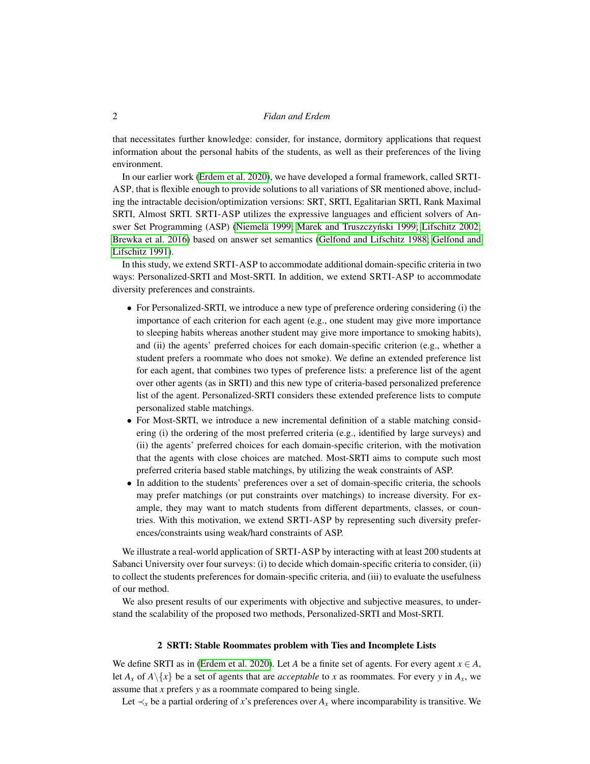that necessitates further knowledge: consider, for instance, dormitory applications that request information about the personal habits of the students, as well as their preferences of the living environment.

In our earlier work (Erdem et al. 2020), we have developed a formal framework, called SRTI-ASP, that is flexible enough to provide solutions to all variations of SR mentioned above, including the intractable decision/optimization versions: SRT, SRTI, Egalitarian SRTI, Rank Maximal SRTI, Almost SRTI. SRTI-ASP utilizes the expressive languages and efficient solvers of Answer Set Programming (ASP) (Niemelä 1999; Marek and Truszczyński 1999; Lifschitz 2002; Brewka et al. 2016) based on answer set semantics (Gelfond and Lifschitz 1988; Gelfond and Lifschitz 1991).

In this study, we extend SRTI-ASP to accommodate additional domain-specific criteria in two ways: Personalized-SRTI and Most-SRTI. In addition, we extend SRTI-ASP to accommodate diversity preferences and constraints.

- For Personalized-SRTI, we introduce a new type of preference ordering considering (i) the importance of each criterion for each agent (e.g., one student may give more importance to sleeping habits whereas another student may give more importance to smoking habits), and (ii) the agents' preferred choices for each domain-specific criterion (e.g., whether a student prefers a roommate who does not smoke). We define an extended preference list for each agent, that combines two types of preference lists: a preference list of the agent over other agents (as in SRTI) and this new type of criteria-based personalized preference list of the agent. Personalized-SRTI considers these extended preference lists to compute personalized stable matchings.
- For Most-SRTI, we introduce a new incremental definition of a stable matching considering (i) the ordering of the most preferred criteria (e.g., identified by large surveys) and (ii) the agents' preferred choices for each domain-specific criterion, with the motivation that the agents with close choices are matched. Most-SRTI aims to compute such most preferred criteria based stable matchings, by utilizing the weak constraints of ASP.
- In addition to the students' preferences over a set of domain-specific criteria, the schools may prefer matchings (or put constraints over matchings) to increase diversity. For example, they may want to match students from different departments, classes, or countries. With this motivation, we extend SRTI-ASP by representing such diversity preferences/constraints using weak/hard constraints of ASP.

We illustrate a real-world application of SRTI-ASP by interacting with at least 200 students at Sabanci University over four surveys: (i) to decide which domain-specific criteria to consider, (ii) to collect the students preferences for domain-specific criteria, and (iii) to evaluate the usefulness of our method.

We also present results of our experiments with objective and subjective measures, to understand the scalability of the proposed two methods, Personalized-SRTI and Most-SRTI.

## 2 SRTI: Stable Roommates problem with Ties and Incomplete Lists

We define SRTI as in (Erdem et al. 2020). Let $A$ be a finite set of agents. For every agent $x \in A$, let $A_x$ of $A \backslash \{x\}$ be a set of agents that are *acceptable* to $x$ as roommates. For every $y$ in $A_x$, we assume that $x$ prefers $y$ as a roommate compared to being single.

Let $\prec_x$ be a partial ordering of $x$'s preferences over $A_x$ where incomparability is transitive. We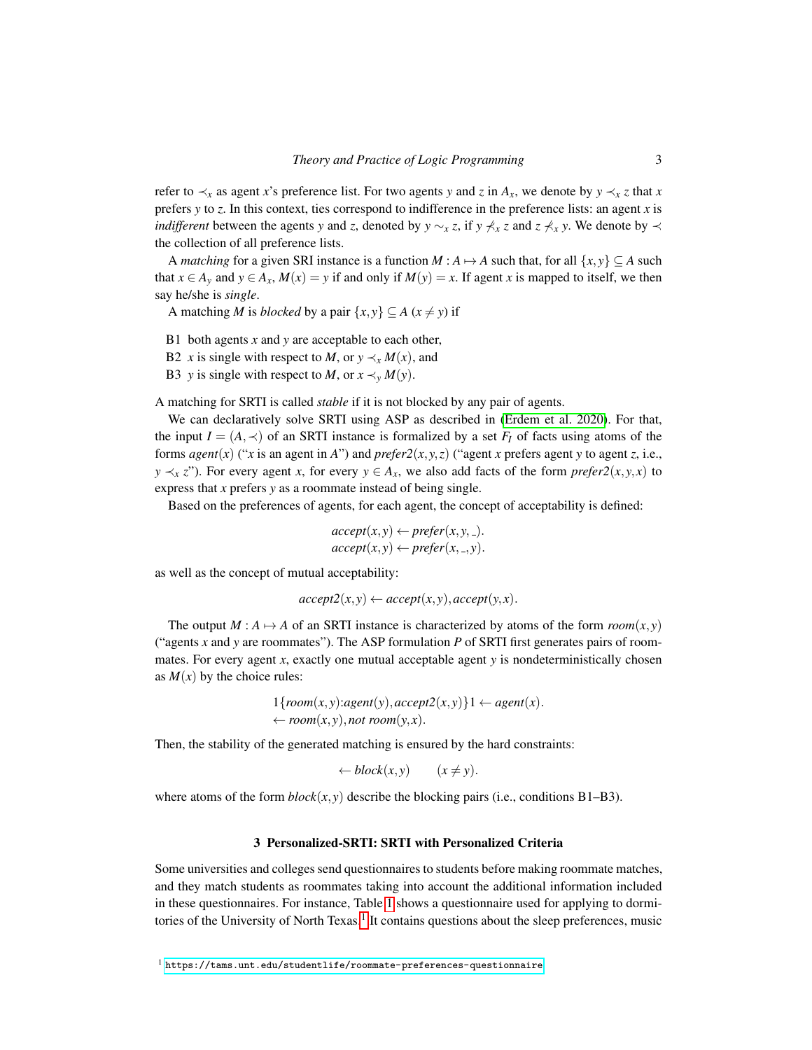refer to $\prec_x$ as agent $x$'s preference list. For two agents $y$ and $z$ in $A_x$, we denote by $y \prec_x z$ that $x$ prefers $y$ to $z$. In this context, ties correspond to indifference in the preference lists: an agent $x$ is *indifferent* between the agents $y$ and $z$, denoted by $y \sim_x z$, if $y \not\prec_x z$ and $z \not\prec_x y$. We denote by $\prec$ the collection of all preference lists.

A *matching* for a given SRI instance is a function $M : A \mapsto A$ such that, for all $\{x,y\} \subseteq A$ such that $x \in A_y$ and $y \in A_x$, $M(x) = y$ if and only if $M(y) = x$. If agent $x$ is mapped to itself, we then say he/she is *single*.

A matching $M$ is *blocked* by a pair $\{x,y\} \subseteq A$ $(x \neq y)$ if

- B1 both agents $x$ and $y$ are acceptable to each other,
- B2 $x$ is single with respect to $M$, or $y \prec_x M(x)$, and
- B3 $y$ is single with respect to $M$, or $x \prec_y M(y)$.

A matching for SRTI is called *stable* if it is not blocked by any pair of agents.

We can declaratively solve SRTI using ASP as described in (Erdem et al. 2020). For that, the input $I = (A, \prec)$ of an SRTI instance is formalized by a set $F_I$ of facts using atoms of the forms $agent(x)$ ("$x$ is an agent in $A$") and $prefer2(x,y,z)$ ("agent $x$ prefers agent $y$ to agent $z$, i.e., $y \prec_x z$"). For every agent $x$, for every $y \in A_x$, we also add facts of the form $prefer2(x,y,x)$ to express that $x$ prefers $y$ as a roommate instead of being single.

Based on the preferences of agents, for each agent, the concept of acceptability is defined:

$$
\begin{array}{l}
accept(x,y) \leftarrow prefer(x,y,\_).\\
accept(x,y) \leftarrow prefer(x,\_,y).
\end{array}
$$

as well as the concept of mutual acceptability:

$$
accept2(x,y) \leftarrow accept(x,y), accept(y,x).
$$

The output $M : A \mapsto A$ of an SRTI instance is characterized by atoms of the form $room(x,y)$ ("agents $x$ and $y$ are roommates"). The ASP formulation $P$ of SRTI first generates pairs of roommates. For every agent $x$, exactly one mutual acceptable agent $y$ is nondeterministically chosen as $M(x)$ by the choice rules:

$$
\begin{array}{l}
1\{room(x,y){:}agent(y), accept2(x,y)\}1 \leftarrow agent(x).\\
\leftarrow room(x,y), not\ room(y,x).
\end{array}
$$

Then, the stability of the generated matching is ensured by the hard constraints:

$$
\leftarrow block(x,y) \qquad (x \neq y).
$$

where atoms of the form $block(x,y)$ describe the blocking pairs (i.e., conditions B1–B3).

## 3 Personalized-SRTI: SRTI with Personalized Criteria

Some universities and colleges send questionnaires to students before making roommate matches, and they match students as roommates taking into account the additional information included in these questionnaires. For instance, Table 1 shows a questionnaire used for applying to dormitories of the University of North Texas.[1] It contains questions about the sleep preferences, music

[1] https://tams.unt.edu/studentlife/roommate-preferences-questionnaire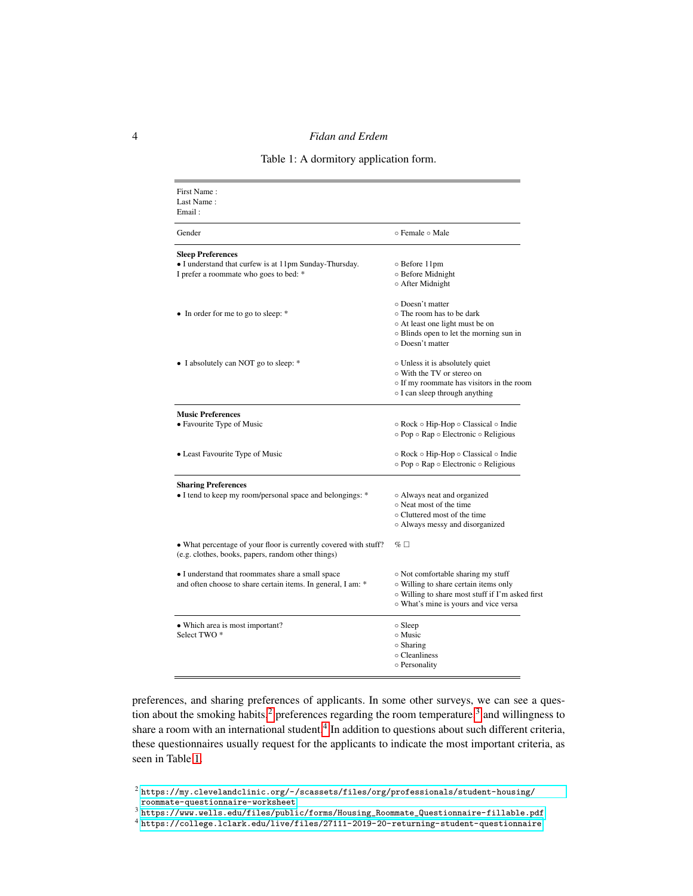Table 1: A dormitory application form.

| | |
|---|---|
| First Name :<br>Last Name :<br>Email : | |
| Gender | ○ Female ○ Male |
| **Sleep Preferences**<br>• I understand that curfew is at 11pm Sunday-Thursday.<br>I prefer a roommate who goes to bed: * | ○ Before 11pm<br>○ Before Midnight<br>○ After Midnight |
| • In order for me to go to sleep: * | ○ Doesn't matter<br>○ The room has to be dark<br>○ At least one light must be on<br>○ Blinds open to let the morning sun in<br>○ Doesn't matter |
| • I absolutely can NOT go to sleep: * | ○ Unless it is absolutely quiet<br>○ With the TV or stereo on<br>○ If my roommate has visitors in the room<br>○ I can sleep through anything |
| **Music Preferences**<br>• Favourite Type of Music | ○ Rock ○ Hip-Hop ○ Classical ○ Indie<br>○ Pop ○ Rap ○ Electronic ○ Religious |
| • Least Favourite Type of Music | ○ Rock ○ Hip-Hop ○ Classical ○ Indie<br>○ Pop ○ Rap ○ Electronic ○ Religious |
| **Sharing Preferences**<br>• I tend to keep my room/personal space and belongings: * | ○ Always neat and organized<br>○ Neat most of the time<br>○ Cluttered most of the time<br>○ Always messy and disorganized |
| • What percentage of your floor is currently covered with stuff?<br>(e.g. clothes, books, papers, random other things) | % ☐ |
| • I understand that roommates share a small space<br>and often choose to share certain items. In general, I am: * | ○ Not comfortable sharing my stuff<br>○ Willing to share certain items only<br>○ Willing to share most stuff if I'm asked first<br>○ What's mine is yours and vice versa |
| • Which area is most important?<br>Select TWO * | ○ Sleep<br>○ Music<br>○ Sharing<br>○ Cleanliness<br>○ Personality |

preferences, and sharing preferences of applicants. In some other surveys, we can see a question about the smoking habits,[2] preferences regarding the room temperature,[3] and willingness to share a room with an international student.[4] In addition to questions about such different criteria, these questionnaires usually request for the applicants to indicate the most important criteria, as seen in Table 1.

[2] https://my.clevelandclinic.org/-/scassets/files/org/professionals/student-housing/roommate-questionnaire-worksheet

[3] https://www.wells.edu/files/public/forms/Housing_Roommate_Questionnaire-fillable.pdf

[4] https://college.lclark.edu/live/files/27111-2019-20-returning-student-questionnaire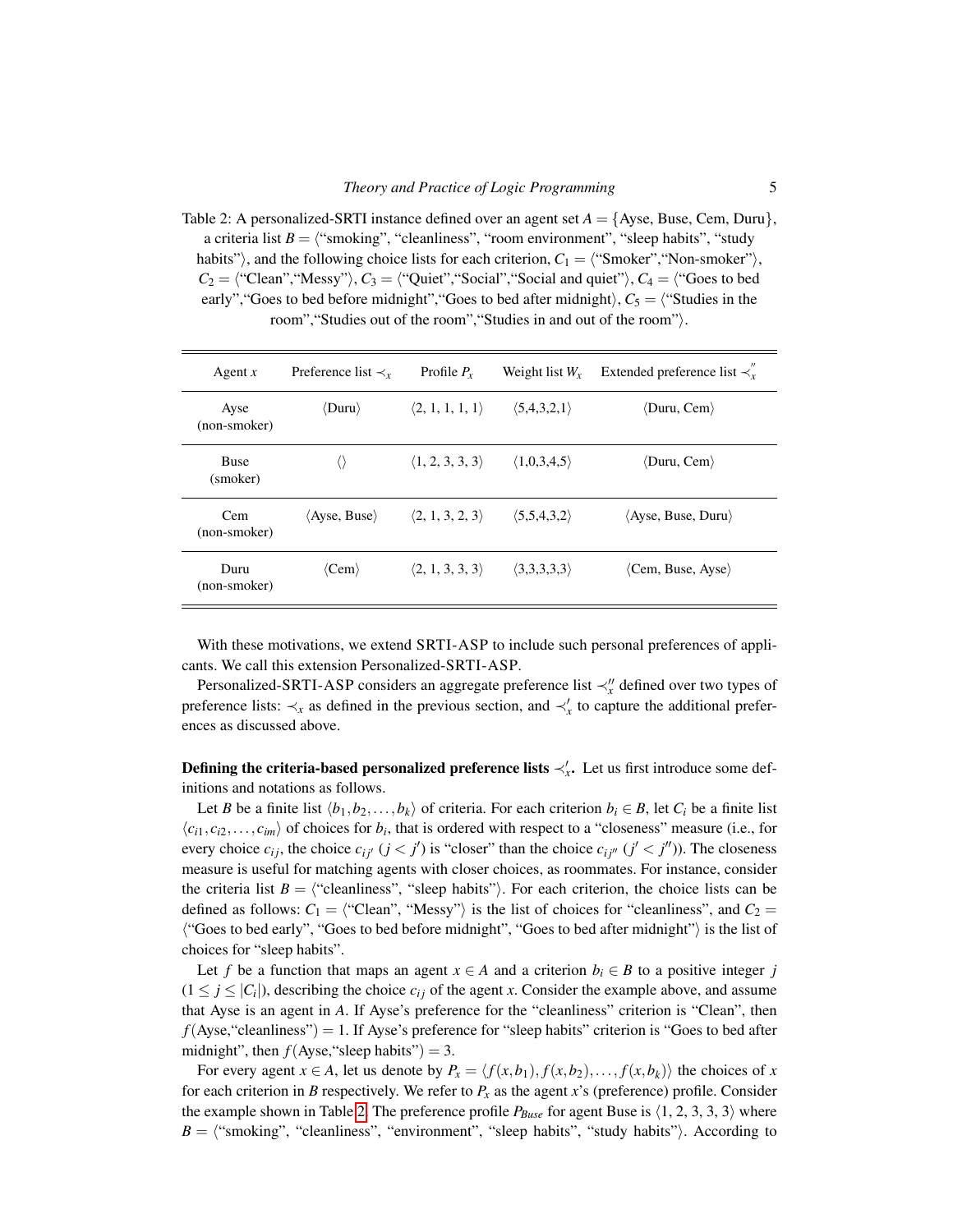Table 2: A personalized-SRTI instance defined over an agent set $A = \{$Ayse, Buse, Cem, Duru$\}$, a criteria list $B = \langle$"smoking", "cleanliness", "room environment", "sleep habits", "study habits"$\rangle$, and the following choice lists for each criterion, $C_1 = \langle$"Smoker","Non-smoker"$\rangle$, $C_2 = \langle$"Clean","Messy"$\rangle$, $C_3 = \langle$"Quiet","Social","Social and quiet"$\rangle$, $C_4 = \langle$"Goes to bed early","Goes to bed before midnight","Goes to bed after midnight$\rangle$, $C_5 = \langle$"Studies in the room","Studies out of the room","Studies in and out of the room"$\rangle$.

| Agent $x$ | Preference list $\prec_x$ | Profile $P_x$ | Weight list $W_x$ | Extended preference list $\prec''_x$ |
|---|---|---|---|---|
| Ayse (non-smoker) | $\langle$Duru$\rangle$ | $\langle 2, 1, 1, 1, 1\rangle$ | $\langle 5,4,3,2,1\rangle$ | $\langle$Duru, Cem$\rangle$ |
| Buse (smoker) | $\langle\rangle$ | $\langle 1, 2, 3, 3, 3\rangle$ | $\langle 1,0,3,4,5\rangle$ | $\langle$Duru, Cem$\rangle$ |
| Cem (non-smoker) | $\langle$Ayse, Buse$\rangle$ | $\langle 2, 1, 3, 2, 3\rangle$ | $\langle 5,5,4,3,2\rangle$ | $\langle$Ayse, Buse, Duru$\rangle$ |
| Duru (non-smoker) | $\langle$Cem$\rangle$ | $\langle 2, 1, 3, 3, 3\rangle$ | $\langle 3,3,3,3,3\rangle$ | $\langle$Cem, Buse, Ayse$\rangle$ |

With these motivations, we extend SRTI-ASP to include such personal preferences of applicants. We call this extension Personalized-SRTI-ASP.

Personalized-SRTI-ASP considers an aggregate preference list $\prec''_x$ defined over two types of preference lists: $\prec_x$ as defined in the previous section, and $\prec'_x$ to capture the additional preferences as discussed above.

**Defining the criteria-based personalized preference lists $\prec'_x$.** Let us first introduce some definitions and notations as follows.

Let $B$ be a finite list $\langle b_1, b_2, \ldots, b_k\rangle$ of criteria. For each criterion $b_i \in B$, let $C_i$ be a finite list $\langle c_{i1}, c_{i2}, \ldots, c_{im}\rangle$ of choices for $b_i$, that is ordered with respect to a "closeness" measure (i.e., for every choice $c_{ij}$, the choice $c_{ij'}$ ($j < j'$) is "closer" than the choice $c_{ij''}$ ($j' < j''$)). The closeness measure is useful for matching agents with closer choices, as roommates. For instance, consider the criteria list $B = \langle$"cleanliness", "sleep habits"$\rangle$. For each criterion, the choice lists can be defined as follows: $C_1 = \langle$"Clean", "Messy"$\rangle$ is the list of choices for "cleanliness", and $C_2 = \langle$"Goes to bed early", "Goes to bed before midnight", "Goes to bed after midnight"$\rangle$ is the list of choices for "sleep habits".

Let $f$ be a function that maps an agent $x \in A$ and a criterion $b_i \in B$ to a positive integer $j$ ($1 \leq j \leq |C_i|$), describing the choice $c_{ij}$ of the agent $x$. Consider the example above, and assume that Ayse is an agent in $A$. If Ayse's preference for the "cleanliness" criterion is "Clean", then $f$(Ayse,"cleanliness") $= 1$. If Ayse's preference for "sleep habits" criterion is "Goes to bed after midnight", then $f$(Ayse,"sleep habits") $= 3$.

For every agent $x \in A$, let us denote by $P_x = \langle f(x,b_1), f(x,b_2), \ldots, f(x,b_k)\rangle$ the choices of $x$ for each criterion in $B$ respectively. We refer to $P_x$ as the agent $x$'s (preference) profile. Consider the example shown in Table 2. The preference profile $P_{Buse}$ for agent Buse is $\langle 1, 2, 3, 3, 3\rangle$ where $B = \langle$"smoking", "cleanliness", "environment", "sleep habits", "study habits"$\rangle$. According to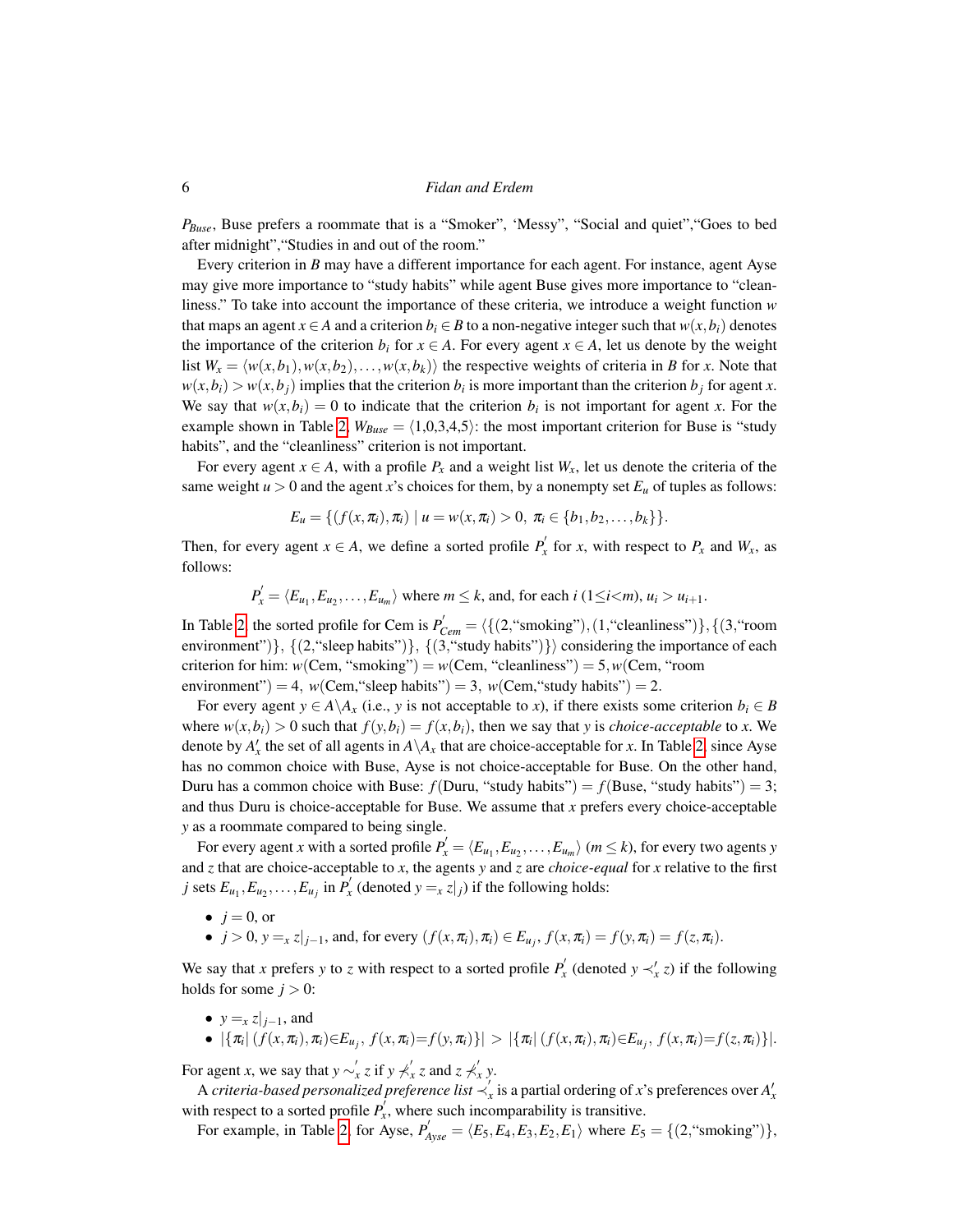$P_{Buse}$, Buse prefers a roommate that is a “Smoker”, ‘Messy”, “Social and quiet”,“Goes to bed after midnight”,“Studies in and out of the room.”

Every criterion in $B$ may have a different importance for each agent. For instance, agent Ayse may give more importance to “study habits” while agent Buse gives more importance to “cleanliness.” To take into account the importance of these criteria, we introduce a weight function $w$ that maps an agent $x \in A$ and a criterion $b_i \in B$ to a non-negative integer such that $w(x,b_i)$ denotes the importance of the criterion $b_i$ for $x \in A$. For every agent $x \in A$, let us denote by the weight list $W_x = \langle w(x,b_1), w(x,b_2), \ldots, w(x,b_k)\rangle$ the respective weights of criteria in $B$ for $x$. Note that $w(x,b_i) > w(x,b_j)$ implies that the criterion $b_i$ is more important than the criterion $b_j$ for agent $x$. We say that $w(x,b_i) = 0$ to indicate that the criterion $b_i$ is not important for agent $x$. For the example shown in Table 2, $W_{Buse} = \langle 1,0,3,4,5 \rangle$: the most important criterion for Buse is “study habits”, and the “cleanliness” criterion is not important.

For every agent $x \in A$, with a profile $P_x$ and a weight list $W_x$, let us denote the criteria of the same weight $u > 0$ and the agent $x$'s choices for them, by a nonempty set $E_u$ of tuples as follows:

$$E_u = \{(f(x,\pi_i),\pi_i) \mid u = w(x,\pi_i) > 0,\ \pi_i \in \{b_1,b_2,\ldots,b_k\}\}.$$

Then, for every agent $x \in A$, we define a sorted profile $P_x^{'}$ for $x$, with respect to $P_x$ and $W_x$, as follows:

$$P_x^{'} = \langle E_{u_1}, E_{u_2}, \ldots, E_{u_m}\rangle \text{ where } m \leq k \text{, and, for each } i\ (1 \leq i < m),\ u_i > u_{i+1}.$$

In Table 2, the sorted profile for Cem is $P_{Cem}^{'} = \langle\{(2,\text{“smoking”}),(1,\text{“cleanliness”})\},\{(3,\text{“room environment”})\},\ \{(2,\text{“sleep habits”})\},\ \{(3,\text{“study habits”})\}\rangle$ considering the importance of each criterion for him: $w(\text{Cem},\text{“smoking”}) = w(\text{Cem},\text{“cleanliness”}) = 5, w(\text{Cem},\text{“room environment”}) = 4,\ w(\text{Cem},\text{“sleep habits”}) = 3,\ w(\text{Cem},\text{“study habits”}) = 2$.

For every agent $y \in A \backslash A_x$ (i.e., $y$ is not acceptable to $x$), if there exists some criterion $b_i \in B$ where $w(x,b_i) > 0$ such that $f(y,b_i) = f(x,b_i)$, then we say that $y$ is *choice-acceptable* to $x$. We denote by $A_x'$ the set of all agents in $A \backslash A_x$ that are choice-acceptable for $x$. In Table 2, since Ayse has no common choice with Buse, Ayse is not choice-acceptable for Buse. On the other hand, Duru has a common choice with Buse: $f(\text{Duru},\text{“study habits”}) = f(\text{Buse},\text{“study habits”}) = 3$; and thus Duru is choice-acceptable for Buse. We assume that $x$ prefers every choice-acceptable $y$ as a roommate compared to being single.

For every agent $x$ with a sorted profile $P_x^{'} = \langle E_{u_1}, E_{u_2}, \ldots, E_{u_m}\rangle$ $(m \leq k)$, for every two agents $y$ and $z$ that are choice-acceptable to $x$, the agents $y$ and $z$ are *choice-equal* for $x$ relative to the first $j$ sets $E_{u_1}, E_{u_2}, \ldots, E_{u_j}$ in $P_x^{'}$ (denoted $y =_x z|_j$) if the following holds:

- $j = 0$, or
- $j > 0$, $y =_x z|_{j-1}$, and, for every $(f(x,\pi_i),\pi_i) \in E_{u_j}$, $f(x,\pi_i) = f(y,\pi_i) = f(z,\pi_i)$.

We say that $x$ prefers $y$ to $z$ with respect to a sorted profile $P_x^{'}$ (denoted $y \prec_x^{'} z$) if the following holds for some $j > 0$:

- $y =_x z|_{j-1}$, and
- $|\{\pi_i \mid (f(x,\pi_i),\pi_i) \in E_{u_j},\ f(x,\pi_i) = f(y,\pi_i)\}| > |\{\pi_i \mid (f(x,\pi_i),\pi_i) \in E_{u_j},\ f(x,\pi_i) = f(z,\pi_i)\}|$.

For agent $x$, we say that $y \sim_x^{'} z$ if $y \not\prec_x^{'} z$ and $z \not\prec_x^{'} y$.

A *criteria-based personalized preference list* $\prec_x^{'}$ is a partial ordering of $x$'s preferences over $A_x'$ with respect to a sorted profile $P_x^{'}$, where such incomparability is transitive.

For example, in Table 2, for Ayse, $P_{Ayse}^{'} = \langle E_5, E_4, E_3, E_2, E_1\rangle$ where $E_5 = \{(2,\text{“smoking”})\}$,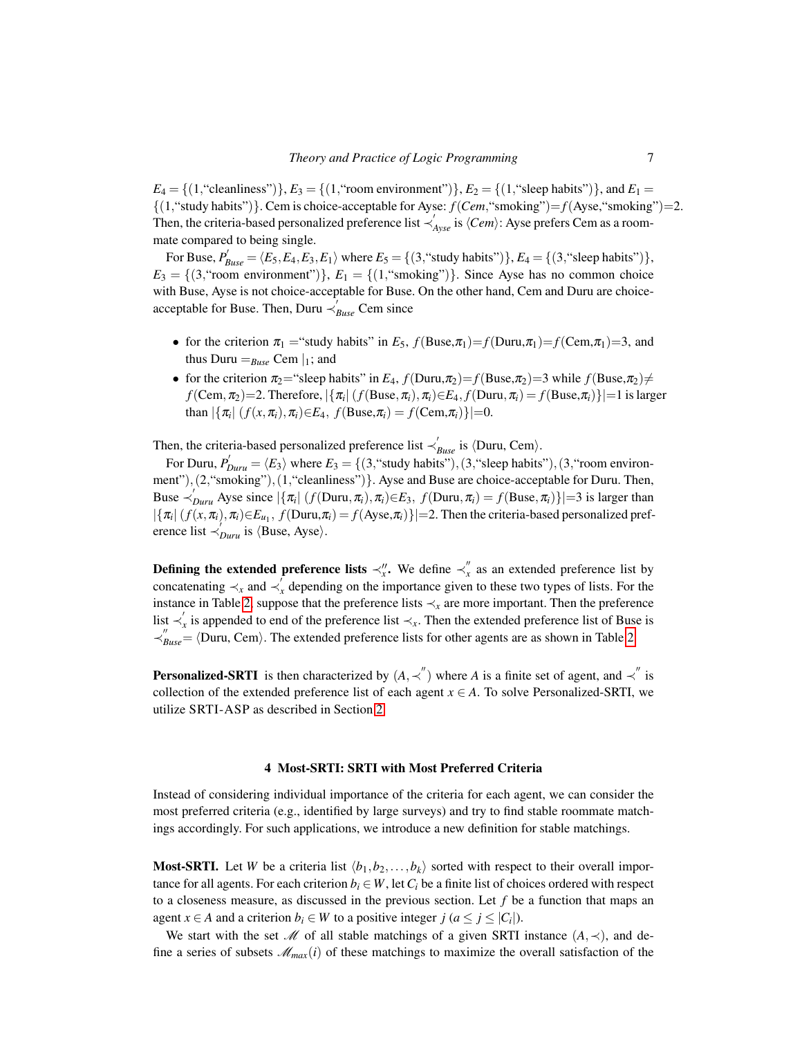$E_4 = \{(1,\text{"cleanliness"})\}$, $E_3 = \{(1,\text{"room environment"})\}$, $E_2 = \{(1,\text{"sleep habits"})\}$, and $E_1 = \{(1,\text{"study habits"})\}$. Cem is choice-acceptable for Ayse: $f(Cem,\text{"smoking"}) = f(\text{Ayse},\text{"smoking"}) = 2$. Then, the criteria-based personalized preference list $\prec'_{Ayse}$ is $\langle Cem \rangle$: Ayse prefers Cem as a roommate compared to being single.

For Buse, $P'_{Buse} = \langle E_5, E_4, E_3, E_1 \rangle$ where $E_5 = \{(3,\text{"study habits"})\}$, $E_4 = \{(3,\text{"sleep habits"})\}$, $E_3 = \{(3,\text{"room environment"})\}$, $E_1 = \{(1,\text{"smoking"})\}$. Since Ayse has no common choice with Buse, Ayse is not choice-acceptable for Buse. On the other hand, Cem and Duru are choice-acceptable for Buse. Then, Duru $\prec'_{Buse}$ Cem since

- for the criterion $\pi_1 =$"study habits" in $E_5$, $f(\text{Buse},\pi_1) = f(\text{Duru},\pi_1) = f(\text{Cem},\pi_1) = 3$, and thus Duru $=_{Buse}$ Cem $|_1$; and
- for the criterion $\pi_2$="sleep habits" in $E_4$, $f(\text{Duru},\pi_2) = f(\text{Buse},\pi_2) = 3$ while $f(\text{Buse},\pi_2) \neq f(\text{Cem},\pi_2) = 2$. Therefore, $|\{\pi_i| \ (f(\text{Buse},\pi_i),\pi_i) \in E_4, f(\text{Duru},\pi_i) = f(\text{Buse},\pi_i)\}| = 1$ is larger than $|\{\pi_i| \ (f(x,\pi_i),\pi_i) \in E_4, \ f(\text{Buse},\pi_i) = f(\text{Cem},\pi_i)\}| = 0$.

Then, the criteria-based personalized preference list $\prec'_{Buse}$ is $\langle$Duru, Cem$\rangle$.

For Duru, $P'_{Duru} = \langle E_3 \rangle$ where $E_3 = \{(3,\text{"study habits"}), (3,\text{"sleep habits"}), (3,\text{"room environment"}), (2,\text{"smoking"}), (1,\text{"cleanliness"})\}$. Ayse and Buse are choice-acceptable for Duru. Then, Buse $\prec'_{Duru}$ Ayse since $|\{\pi_i| \ (f(\text{Duru},\pi_i),\pi_i) \in E_3, \ f(\text{Duru},\pi_i) = f(\text{Buse},\pi_i)\}| = 3$ is larger than $|\{\pi_i| \ (f(x,\pi_i),\pi_i) \in E_{u_1}, \ f(\text{Duru},\pi_i) = f(\text{Ayse},\pi_i)\}| = 2$. Then the criteria-based personalized preference list $\prec'_{Duru}$ is $\langle$Buse, Ayse$\rangle$.

**Defining the extended preference lists $\prec''_x$.** We define $\prec''_x$ as an extended preference list by concatenating $\prec_x$ and $\prec'_x$ depending on the importance given to these two types of lists. For the instance in Table 2, suppose that the preference lists $\prec_x$ are more important. Then the preference list $\prec'_x$ is appended to end of the preference list $\prec_x$. Then the extended preference list of Buse is $\prec''_{Buse} = \langle$Duru, Cem$\rangle$. The extended preference lists for other agents are as shown in Table 2.

**Personalized-SRTI** is then characterized by $(A, \prec'')$ where $A$ is a finite set of agent, and $\prec''$ is collection of the extended preference list of each agent $x \in A$. To solve Personalized-SRTI, we utilize SRTI-ASP as described in Section 2.

## 4 Most-SRTI: SRTI with Most Preferred Criteria

Instead of considering individual importance of the criteria for each agent, we can consider the most preferred criteria (e.g., identified by large surveys) and try to find stable roommate matchings accordingly. For such applications, we introduce a new definition for stable matchings.

**Most-SRTI.** Let $W$ be a criteria list $\langle b_1, b_2, \ldots, b_k \rangle$ sorted with respect to their overall importance for all agents. For each criterion $b_i \in W$, let $C_i$ be a finite list of choices ordered with respect to a closeness measure, as discussed in the previous section. Let $f$ be a function that maps an agent $x \in A$ and a criterion $b_i \in W$ to a positive integer $j$ ($a \leq j \leq |C_i|$).

We start with the set $\mathscr{M}$ of all stable matchings of a given SRTI instance $(A, \prec)$, and define a series of subsets $\mathscr{M}_{max}(i)$ of these matchings to maximize the overall satisfaction of the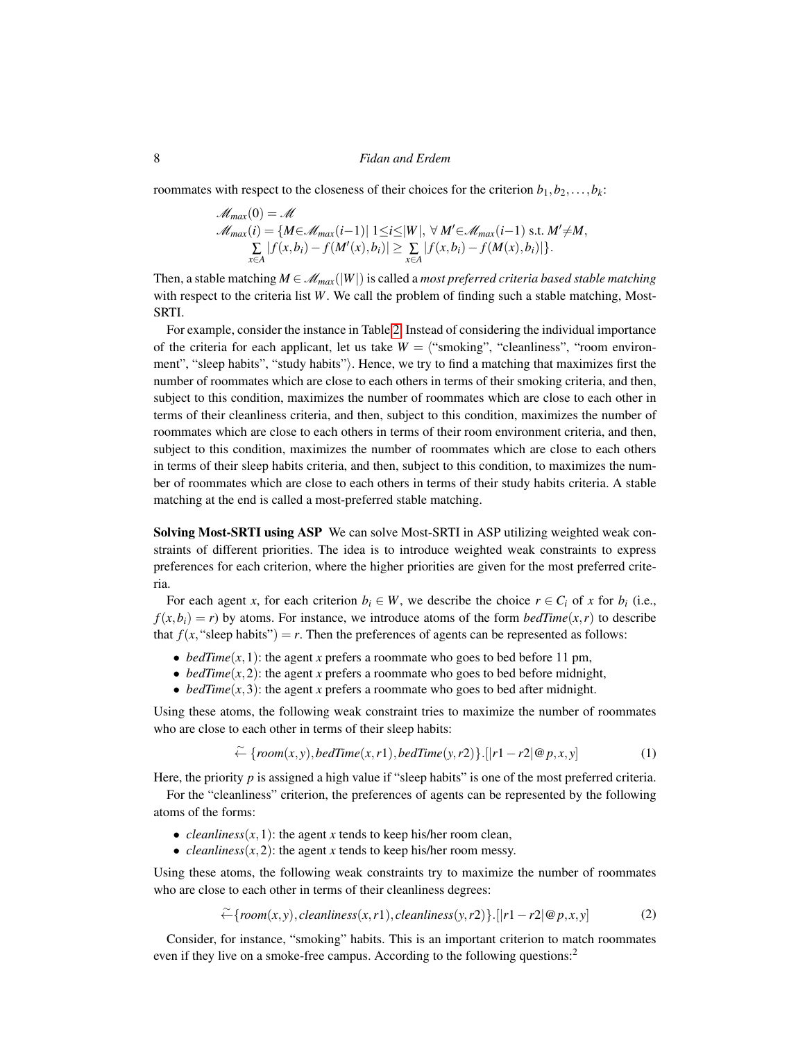roommates with respect to the closeness of their choices for the criterion $b_1, b_2, \ldots, b_k$:

$$
\begin{aligned}
&\mathscr{M}_{max}(0) = \mathscr{M} \\
&\mathscr{M}_{max}(i) = \{M \in \mathscr{M}_{max}(i-1) \mid 1 \le i \le |W|,\ \forall M' \in \mathscr{M}_{max}(i-1) \text{ s.t. } M' \neq M, \\
&\quad \sum_{x \in A} |f(x,b_i) - f(M'(x),b_i)| \ge \sum_{x \in A} |f(x,b_i) - f(M(x),b_i)|\}.
\end{aligned}
$$

Then, a stable matching $M \in \mathscr{M}_{max}(|W|)$ is called a *most preferred criteria based stable matching* with respect to the criteria list $W$. We call the problem of finding such a stable matching, Most-SRTI.

For example, consider the instance in Table 2. Instead of considering the individual importance of the criteria for each applicant, let us take $W = \langle$"smoking", "cleanliness", "room environment", "sleep habits", "study habits"$\rangle$. Hence, we try to find a matching that maximizes first the number of roommates which are close to each others in terms of their smoking criteria, and then, subject to this condition, maximizes the number of roommates which are close to each other in terms of their cleanliness criteria, and then, subject to this condition, maximizes the number of roommates which are close to each others in terms of their room environment criteria, and then, subject to this condition, maximizes the number of roommates which are close to each others in terms of their sleep habits criteria, and then, subject to this condition, to maximizes the number of roommates which are close to each others in terms of their study habits criteria. A stable matching at the end is called a most-preferred stable matching.

**Solving Most-SRTI using ASP** We can solve Most-SRTI in ASP utilizing weighted weak constraints of different priorities. The idea is to introduce weighted weak constraints to express preferences for each criterion, where the higher priorities are given for the most preferred criteria.

For each agent $x$, for each criterion $b_i \in W$, we describe the choice $r \in C_i$ of $x$ for $b_i$ (i.e., $f(x, b_i) = r$) by atoms. For instance, we introduce atoms of the form $bedTime(x, r)$ to describe that $f(x,$ "sleep habits"$) = r$. Then the preferences of agents can be represented as follows:

- $bedTime(x, 1)$: the agent $x$ prefers a roommate who goes to bed before 11 pm,
- $bedTime(x, 2)$: the agent $x$ prefers a roommate who goes to bed before midnight,
- $bedTime(x, 3)$: the agent $x$ prefers a roommate who goes to bed after midnight.

Using these atoms, the following weak constraint tries to maximize the number of roommates who are close to each other in terms of their sleep habits:

$$\stackrel{\sim}{\leftarrow} \{room(x,y), bedTime(x,r1), bedTime(y,r2)\}.[|r1 - r2|@p, x, y] \tag{1}$$

Here, the priority $p$ is assigned a high value if "sleep habits" is one of the most preferred criteria.

For the "cleanliness" criterion, the preferences of agents can be represented by the following atoms of the forms:

- $cleanliness(x, 1)$: the agent $x$ tends to keep his/her room clean,
- $cleanliness(x, 2)$: the agent $x$ tends to keep his/her room messy.

Using these atoms, the following weak constraints try to maximize the number of roommates who are close to each other in terms of their cleanliness degrees:

$$\stackrel{\sim}{\leftarrow} \{room(x,y), cleanliness(x,r1), cleanliness(y,r2)\}.[|r1 - r2|@p, x, y] \tag{2}$$

Consider, for instance, "smoking" habits. This is an important criterion to match roommates even if they live on a smoke-free campus. According to the following questions:[2]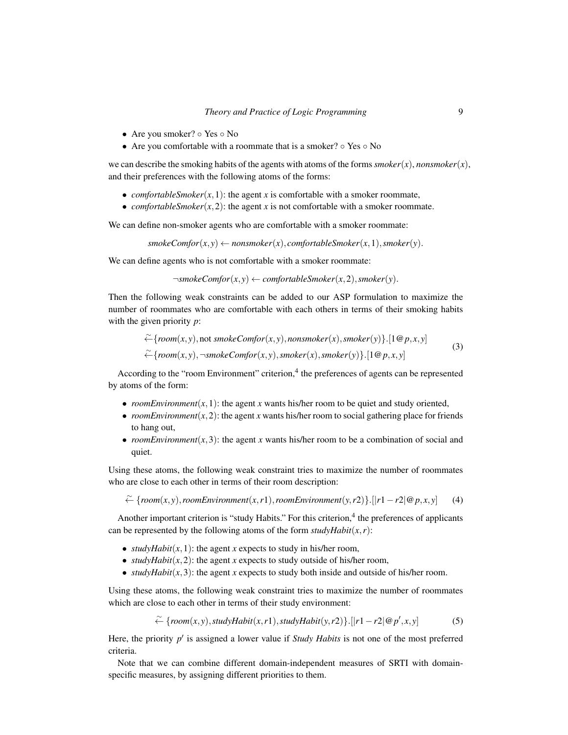- Are you smoker? ○ Yes ○ No
- Are you comfortable with a roommate that is a smoker? ○ Yes ○ No

we can describe the smoking habits of the agents with atoms of the forms $smoker(x)$, $nonsmoker(x)$, and their preferences with the following atoms of the forms:

- $comfortableSmoker(x,1)$: the agent $x$ is comfortable with a smoker roommate,
- $comfortableSmoker(x,2)$: the agent $x$ is not comfortable with a smoker roommate.

We can define non-smoker agents who are comfortable with a smoker roommate:

$$smokeComfor(x,y) \leftarrow nonsmoker(x), comfortableSmoker(x,1), smoker(y).$$

We can define agents who is not comfortable with a smoker roommate:

$$\neg smokeComfor(x,y) \leftarrow comfortableSmoker(x,2), smoker(y).$$

Then the following weak constraints can be added to our ASP formulation to maximize the number of roommates who are comfortable with each others in terms of their smoking habits with the given priority $p$:

$$\begin{aligned} &\overset{\sim}{\leftarrow} \{room(x,y), \text{not } smokeComfor(x,y), nonsmoker(x), smoker(y)\}.[1@p,x,y] \\ &\overset{\sim}{\leftarrow} \{room(x,y), \neg smokeComfor(x,y), smoker(x), smoker(y)\}.[1@p,x,y] \end{aligned} \tag{3}$$

According to the "room Environment" criterion,[4] the preferences of agents can be represented by atoms of the form:

- $roomEnvironment(x,1)$: the agent $x$ wants his/her room to be quiet and study oriented,
- $roomEnvironment(x,2)$: the agent $x$ wants his/her room to social gathering place for friends to hang out,
- $roomEnvironment(x,3)$: the agent $x$ wants his/her room to be a combination of social and quiet.

Using these atoms, the following weak constraint tries to maximize the number of roommates who are close to each other in terms of their room description:

$$\overset{\sim}{\leftarrow} \{room(x,y), roomEnvironment(x,r1), roomEnvironment(y,r2)\}.[|r1-r2|@p,x,y] \tag{4}$$

Another important criterion is "study Habits." For this criterion,[4] the preferences of applicants can be represented by the following atoms of the form $studyHabit(x,r)$:

- $studyHabit(x,1)$: the agent $x$ expects to study in his/her room,
- $studyHabit(x,2)$: the agent $x$ expects to study outside of his/her room,
- $studyHabit(x,3)$: the agent $x$ expects to study both inside and outside of his/her room.

Using these atoms, the following weak constraint tries to maximize the number of roommates which are close to each other in terms of their study environment:

$$\overset{\sim}{\leftarrow} \{room(x,y), studyHabit(x,r1), studyHabit(y,r2)\}.[|r1-r2|@p',x,y] \tag{5}$$

Here, the priority $p'$ is assigned a lower value if *Study Habits* is not one of the most preferred criteria.

Note that we can combine different domain-independent measures of SRTI with domain-specific measures, by assigning different priorities to them.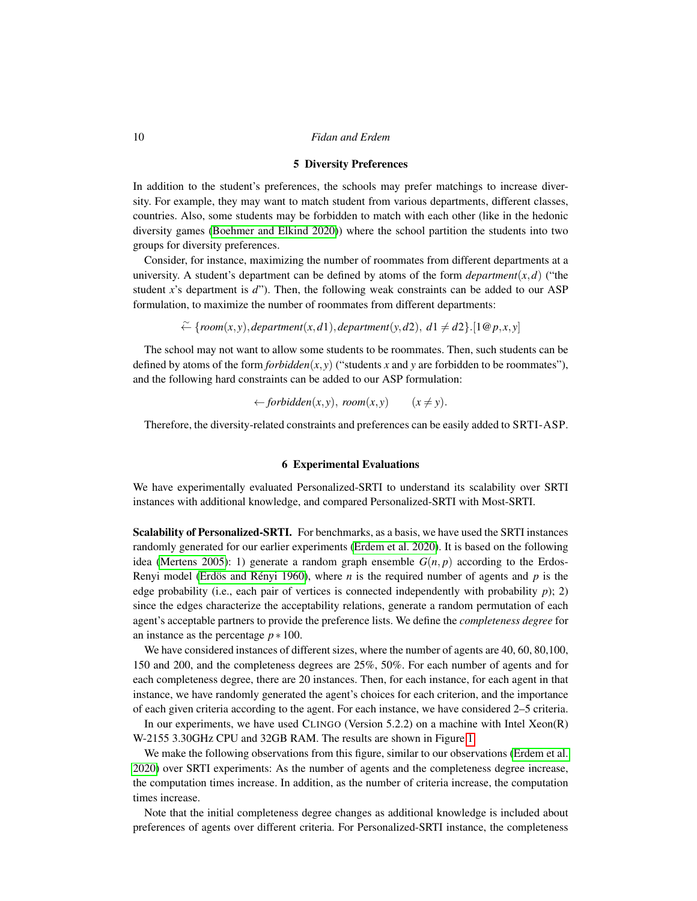## 5 Diversity Preferences

In addition to the student's preferences, the schools may prefer matchings to increase diversity. For example, they may want to match student from various departments, different classes, countries. Also, some students may be forbidden to match with each other (like in the hedonic diversity games (Boehmer and Elkind 2020)) where the school partition the students into two groups for diversity preferences.

Consider, for instance, maximizing the number of roommates from different departments at a university. A student's department can be defined by atoms of the form $department(x,d)$ ("the student $x$'s department is $d$"). Then, the following weak constraints can be added to our ASP formulation, to maximize the number of roommates from different departments:

$$\overset{\sim}{\leftarrow} \{room(x,y), department(x,d1), department(y,d2),\ d1 \neq d2\}.[1@p,x,y]$$

The school may not want to allow some students to be roommates. Then, such students can be defined by atoms of the form $forbidden(x,y)$ ("students $x$ and $y$ are forbidden to be roommates"), and the following hard constraints can be added to our ASP formulation:

$$\leftarrow forbidden(x,y),\ room(x,y) \qquad (x \neq y).$$

Therefore, the diversity-related constraints and preferences can be easily added to SRTI-ASP.

## 6 Experimental Evaluations

We have experimentally evaluated Personalized-SRTI to understand its scalability over SRTI instances with additional knowledge, and compared Personalized-SRTI with Most-SRTI.

**Scalability of Personalized-SRTI.** For benchmarks, as a basis, we have used the SRTI instances randomly generated for our earlier experiments (Erdem et al. 2020). It is based on the following idea (Mertens 2005): 1) generate a random graph ensemble $G(n,p)$ according to the Erdos-Renyi model (Erdös and Rényi 1960), where $n$ is the required number of agents and $p$ is the edge probability (i.e., each pair of vertices is connected independently with probability $p$); 2) since the edges characterize the acceptability relations, generate a random permutation of each agent's acceptable partners to provide the preference lists. We define the *completeness degree* for an instance as the percentage $p * 100$.

We have considered instances of different sizes, where the number of agents are 40, 60, 80,100, 150 and 200, and the completeness degrees are 25%, 50%. For each number of agents and for each completeness degree, there are 20 instances. Then, for each instance, for each agent in that instance, we have randomly generated the agent's choices for each criterion, and the importance of each given criteria according to the agent. For each instance, we have considered 2–5 criteria.

In our experiments, we have used CLINGO (Version 5.2.2) on a machine with Intel Xeon(R) W-2155 3.30GHz CPU and 32GB RAM. The results are shown in Figure 1.

We make the following observations from this figure, similar to our observations (Erdem et al. 2020) over SRTI experiments: As the number of agents and the completeness degree increase, the computation times increase. In addition, as the number of criteria increase, the computation times increase.

Note that the initial completeness degree changes as additional knowledge is included about preferences of agents over different criteria. For Personalized-SRTI instance, the completeness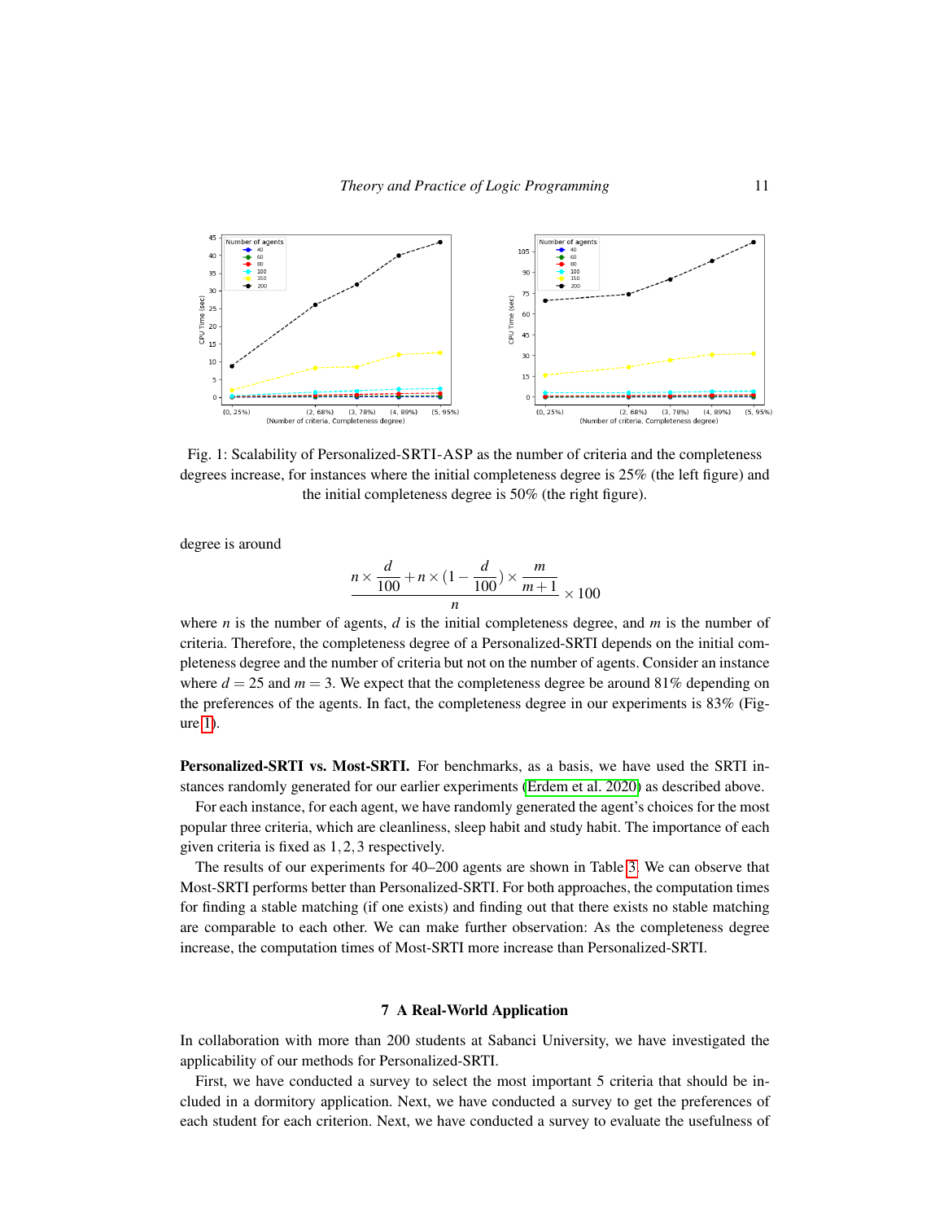Fig. 1: Scalability of Personalized-SRTI-ASP as the number of criteria and the completeness degrees increase, for instances where the initial completeness degree is 25% (the left figure) and the initial completeness degree is 50% (the right figure).

degree is around

$$\frac{n \times \frac{d}{100} + n \times (1 - \frac{d}{100}) \times \frac{m}{m+1}}{n} \times 100$$

where $n$ is the number of agents, $d$ is the initial completeness degree, and $m$ is the number of criteria. Therefore, the completeness degree of a Personalized-SRTI depends on the initial completeness degree and the number of criteria but not on the number of agents. Consider an instance where $d = 25$ and $m = 3$. We expect that the completeness degree be around 81% depending on the preferences of the agents. In fact, the completeness degree in our experiments is 83% (Figure 1).

**Personalized-SRTI vs. Most-SRTI.** For benchmarks, as a basis, we have used the SRTI instances randomly generated for our earlier experiments (Erdem et al. 2020) as described above.

For each instance, for each agent, we have randomly generated the agent's choices for the most popular three criteria, which are cleanliness, sleep habit and study habit. The importance of each given criteria is fixed as $1, 2, 3$ respectively.

The results of our experiments for 40–200 agents are shown in Table 3. We can observe that Most-SRTI performs better than Personalized-SRTI. For both approaches, the computation times for finding a stable matching (if one exists) and finding out that there exists no stable matching are comparable to each other. We can make further observation: As the completeness degree increase, the computation times of Most-SRTI more increase than Personalized-SRTI.

## 7 A Real-World Application

In collaboration with more than 200 students at Sabanci University, we have investigated the applicability of our methods for Personalized-SRTI.

First, we have conducted a survey to select the most important 5 criteria that should be included in a dormitory application. Next, we have conducted a survey to get the preferences of each student for each criterion. Next, we have conducted a survey to evaluate the usefulness of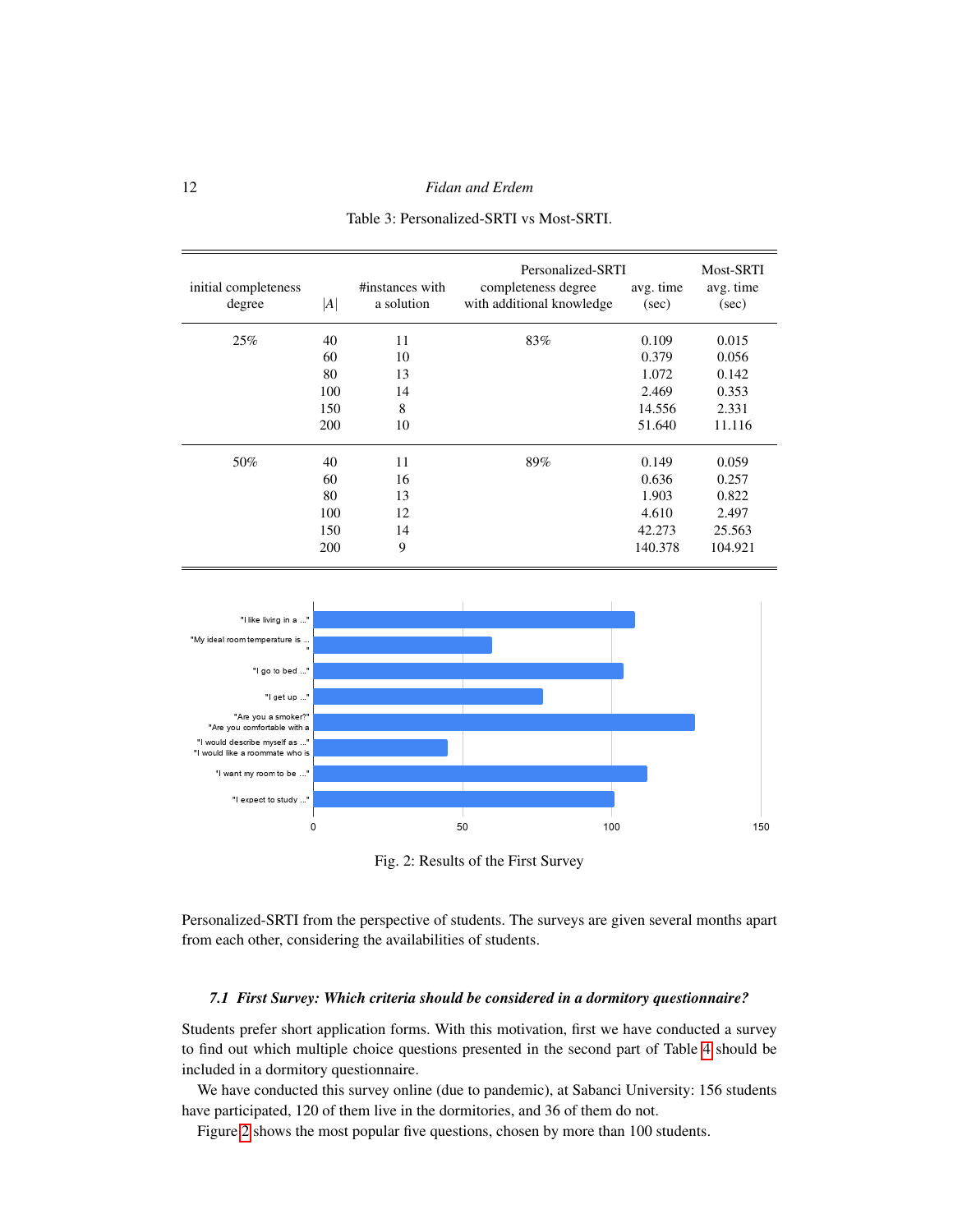Table 3: Personalized-SRTI vs Most-SRTI.

| initial completeness degree | $\|A\|$ | #instances with a solution | Personalized-SRTI completeness degree with additional knowledge | Personalized-SRTI avg. time (sec) | Most-SRTI avg. time (sec) |
|---|---|---|---|---|---|
| 25% | 40 | 11 | 83% | 0.109 | 0.015 |
| | 60 | 10 | | 0.379 | 0.056 |
| | 80 | 13 | | 1.072 | 0.142 |
| | 100 | 14 | | 2.469 | 0.353 |
| | 150 | 8 | | 14.556 | 2.331 |
| | 200 | 10 | | 51.640 | 11.116 |
| 50% | 40 | 11 | 89% | 0.149 | 0.059 |
| | 60 | 16 | | 0.636 | 0.257 |
| | 80 | 13 | | 1.903 | 0.822 |
| | 100 | 12 | | 4.610 | 2.497 |
| | 150 | 14 | | 42.273 | 25.563 |
| | 200 | 9 | | 140.378 | 104.921 |

Fig. 2: Results of the First Survey

Personalized-SRTI from the perspective of students. The surveys are given several months apart from each other, considering the availabilities of students.

### *7.1 First Survey: Which criteria should be considered in a dormitory questionnaire?*

Students prefer short application forms. With this motivation, first we have conducted a survey to find out which multiple choice questions presented in the second part of Table 4 should be included in a dormitory questionnaire.

We have conducted this survey online (due to pandemic), at Sabanci University: 156 students have participated, 120 of them live in the dormitories, and 36 of them do not.

Figure 2 shows the most popular five questions, chosen by more than 100 students.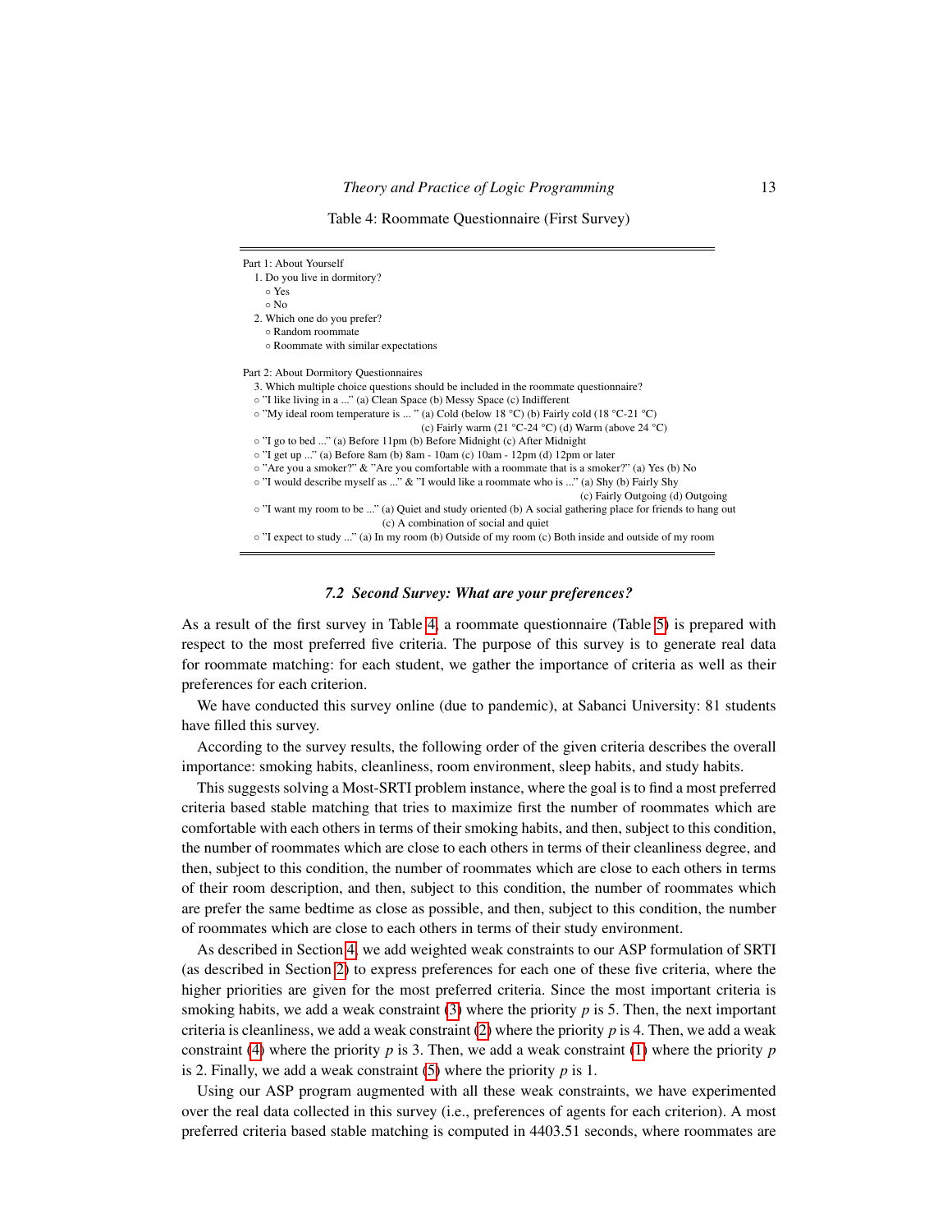Table 4: Roommate Questionnaire (First Survey)

Part 1: About Yourself

1. Do you live in dormitory?
   - ○ Yes
   - ○ No
2. Which one do you prefer?
   - ○ Random roommate
   - ○ Roommate with similar expectations

Part 2: About Dormitory Questionnaires

3. Which multiple choice questions should be included in the roommate questionnaire?

○ "I like living in a ..." (a) Clean Space (b) Messy Space (c) Indifferent

○ "My ideal room temperature is ... " (a) Cold (below 18 °C) (b) Fairly cold (18 °C-21 °C) (c) Fairly warm (21 °C-24 °C) (d) Warm (above 24 °C)

○ "I go to bed ..." (a) Before 11pm (b) Before Midnight (c) After Midnight

○ "I get up ..." (a) Before 8am (b) 8am - 10am (c) 10am - 12pm (d) 12pm or later

○ "Are you a smoker?" & "Are you comfortable with a roommate that is a smoker?" (a) Yes (b) No

○ "I would describe myself as ..." & "I would like a roommate who is ..." (a) Shy (b) Fairly Shy (c) Fairly Outgoing (d) Outgoing

○ "I want my room to be ..." (a) Quiet and study oriented (b) A social gathering place for friends to hang out (c) A combination of social and quiet

○ "I expect to study ..." (a) In my room (b) Outside of my room (c) Both inside and outside of my room

### *7.2 Second Survey: What are your preferences?*

As a result of the first survey in Table 4, a roommate questionnaire (Table 5) is prepared with respect to the most preferred five criteria. The purpose of this survey is to generate real data for roommate matching: for each student, we gather the importance of criteria as well as their preferences for each criterion.

We have conducted this survey online (due to pandemic), at Sabanci University: 81 students have filled this survey.

According to the survey results, the following order of the given criteria describes the overall importance: smoking habits, cleanliness, room environment, sleep habits, and study habits.

This suggests solving a Most-SRTI problem instance, where the goal is to find a most preferred criteria based stable matching that tries to maximize first the number of roommates which are comfortable with each others in terms of their smoking habits, and then, subject to this condition, the number of roommates which are close to each others in terms of their cleanliness degree, and then, subject to this condition, the number of roommates which are close to each others in terms of their room description, and then, subject to this condition, the number of roommates which are prefer the same bedtime as close as possible, and then, subject to this condition, the number of roommates which are close to each others in terms of their study environment.

As described in Section 4, we add weighted weak constraints to our ASP formulation of SRTI (as described in Section 2) to express preferences for each one of these five criteria, where the higher priorities are given for the most preferred criteria. Since the most important criteria is smoking habits, we add a weak constraint (3) where the priority $p$ is 5. Then, the next important criteria is cleanliness, we add a weak constraint (2) where the priority $p$ is 4. Then, we add a weak constraint (4) where the priority $p$ is 3. Then, we add a weak constraint (1) where the priority $p$ is 2. Finally, we add a weak constraint (5) where the priority $p$ is 1.

Using our ASP program augmented with all these weak constraints, we have experimented over the real data collected in this survey (i.e., preferences of agents for each criterion). A most preferred criteria based stable matching is computed in 4403.51 seconds, where roommates are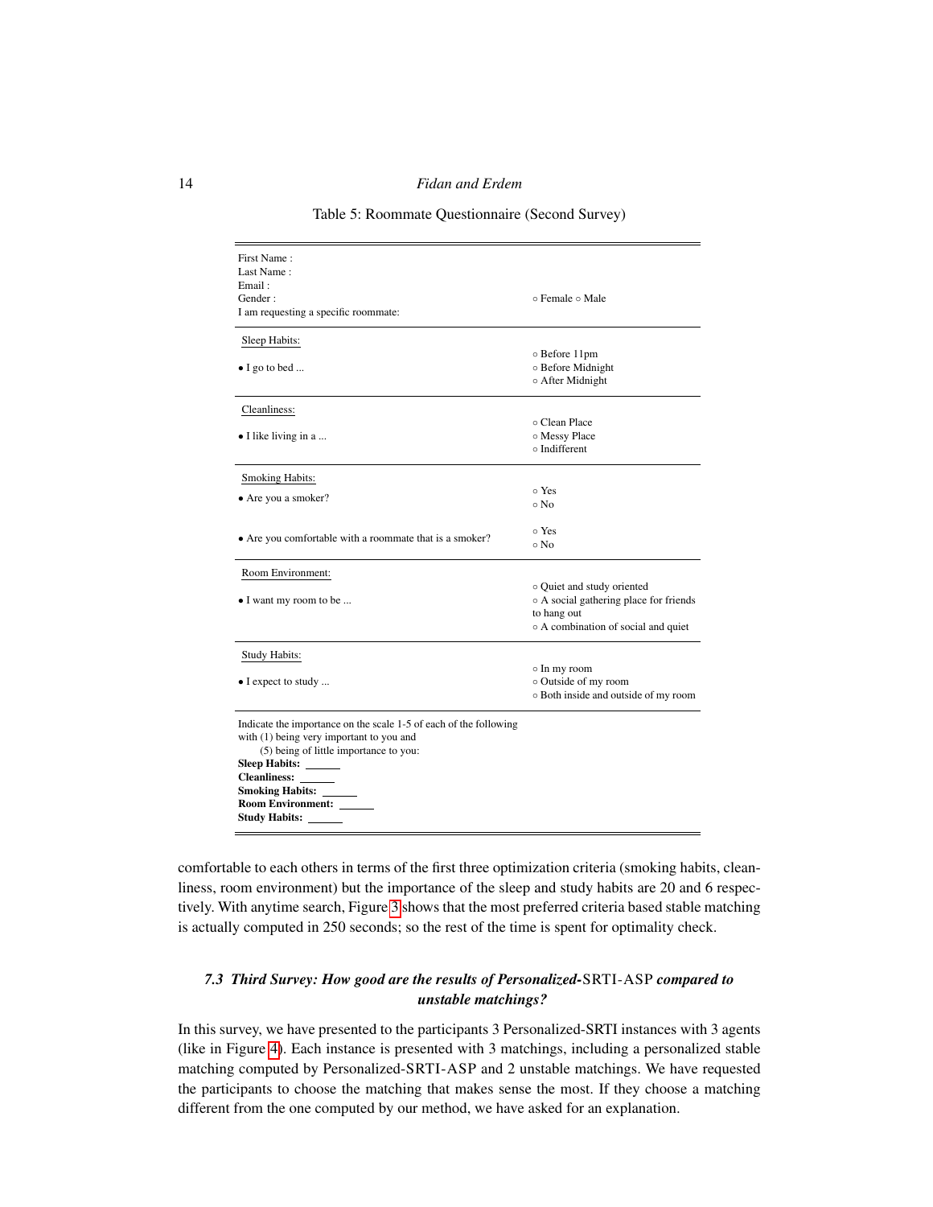Table 5: Roommate Questionnaire (Second Survey)

| | |
|---|---|
| First Name :<br>Last Name :<br>Email :<br>Gender :<br>I am requesting a specific roommate: | ○ Female ○ Male |
| Sleep Habits:<br>• I go to bed ... | ○ Before 11pm<br>○ Before Midnight<br>○ After Midnight |
| Cleanliness:<br>• I like living in a ... | ○ Clean Place<br>○ Messy Place<br>○ Indifferent |
| Smoking Habits:<br>• Are you a smoker? | ○ Yes<br>○ No |
| • Are you comfortable with a roommate that is a smoker? | ○ Yes<br>○ No |
| Room Environment:<br>• I want my room to be ... | ○ Quiet and study oriented<br>○ A social gathering place for friends to hang out<br>○ A combination of social and quiet |
| Study Habits:<br>• I expect to study ... | ○ In my room<br>○ Outside of my room<br>○ Both inside and outside of my room |
| Indicate the importance on the scale 1-5 of each of the following with (1) being very important to you and (5) being of little importance to you:<br>**Sleep Habits:** ______<br>**Cleanliness:** ______<br>**Smoking Habits:** ______<br>**Room Environment:** ______<br>**Study Habits:** ______ | |

comfortable to each others in terms of the first three optimization criteria (smoking habits, cleanliness, room environment) but the importance of the sleep and study habits are 20 and 6 respectively. With anytime search, Figure 3 shows that the most preferred criteria based stable matching is actually computed in 250 seconds; so the rest of the time is spent for optimality check.

### 7.3 *Third Survey: How good are the results of Personalized-*SRTI-ASP *compared to unstable matchings?*

In this survey, we have presented to the participants 3 Personalized-SRTI instances with 3 agents (like in Figure 4). Each instance is presented with 3 matchings, including a personalized stable matching computed by Personalized-SRTI-ASP and 2 unstable matchings. We have requested the participants to choose the matching that makes sense the most. If they choose a matching different from the one computed by our method, we have asked for an explanation.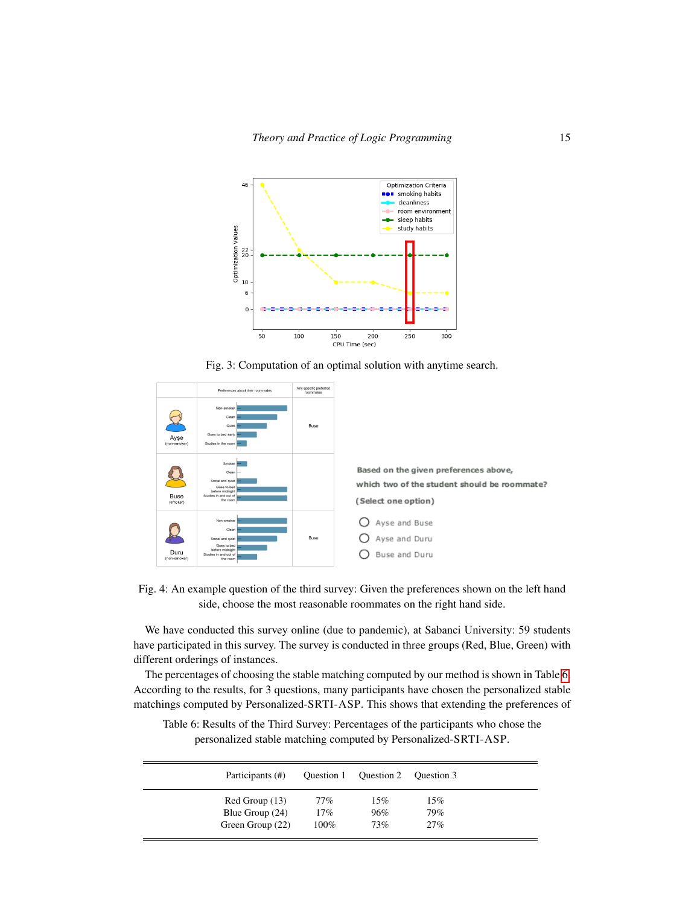Fig. 3: Computation of an optimal solution with anytime search.

Fig. 4: An example question of the third survey: Given the preferences shown on the left hand side, choose the most reasonable roommates on the right hand side.

We have conducted this survey online (due to pandemic), at Sabanci University: 59 students have participated in this survey. The survey is conducted in three groups (Red, Blue, Green) with different orderings of instances.

The percentages of choosing the stable matching computed by our method is shown in Table 6. According to the results, for 3 questions, many participants have chosen the personalized stable matchings computed by Personalized-SRTI-ASP. This shows that extending the preferences of

Table 6: Results of the Third Survey: Percentages of the participants who chose the personalized stable matching computed by Personalized-SRTI-ASP.

| Participants (#) | Question 1 | Question 2 | Question 3 |
|---|---|---|---|
| Red Group (13) | 77% | 15% | 15% |
| Blue Group (24) | 17% | 96% | 79% |
| Green Group (22) | 100% | 73% | 27% |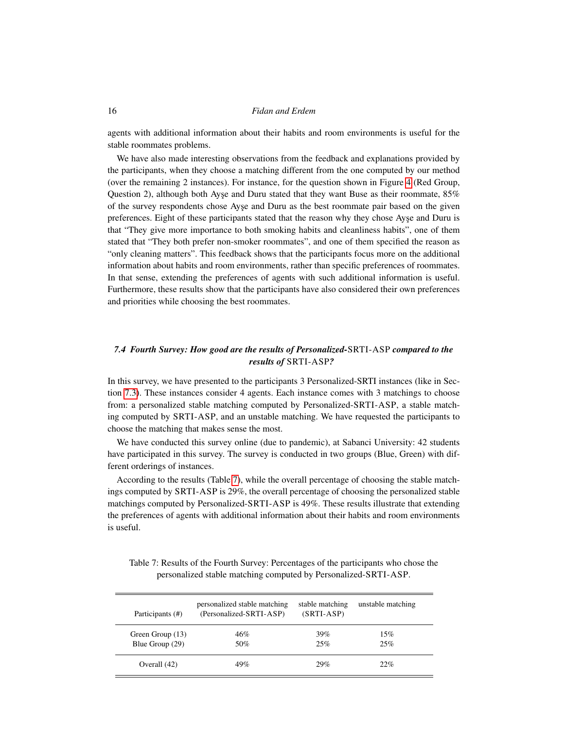agents with additional information about their habits and room environments is useful for the stable roommates problems.

We have also made interesting observations from the feedback and explanations provided by the participants, when they choose a matching different from the one computed by our method (over the remaining 2 instances). For instance, for the question shown in Figure 4 (Red Group, Question 2), although both Ayşe and Duru stated that they want Buse as their roommate, 85% of the survey respondents chose Ayşe and Duru as the best roommate pair based on the given preferences. Eight of these participants stated that the reason why they chose Ayşe and Duru is that "They give more importance to both smoking habits and cleanliness habits", one of them stated that "They both prefer non-smoker roommates", and one of them specified the reason as "only cleaning matters". This feedback shows that the participants focus more on the additional information about habits and room environments, rather than specific preferences of roommates. In that sense, extending the preferences of agents with such additional information is useful. Furthermore, these results show that the participants have also considered their own preferences and priorities while choosing the best roommates.

### 7.4 Fourth Survey: How good are the results of *Personalized*-SRTI-ASP compared to the results of SRTI-ASP?

In this survey, we have presented to the participants 3 Personalized-SRTI instances (like in Section 7.3). These instances consider 4 agents. Each instance comes with 3 matchings to choose from: a personalized stable matching computed by Personalized-SRTI-ASP, a stable matching computed by SRTI-ASP, and an unstable matching. We have requested the participants to choose the matching that makes sense the most.

We have conducted this survey online (due to pandemic), at Sabanci University: 42 students have participated in this survey. The survey is conducted in two groups (Blue, Green) with different orderings of instances.

According to the results (Table 7), while the overall percentage of choosing the stable matchings computed by SRTI-ASP is 29%, the overall percentage of choosing the personalized stable matchings computed by Personalized-SRTI-ASP is 49%. These results illustrate that extending the preferences of agents with additional information about their habits and room environments is useful.

Table 7: Results of the Fourth Survey: Percentages of the participants who chose the personalized stable matching computed by Personalized-SRTI-ASP.

| Participants (#) | personalized stable matching (Personalized-SRTI-ASP) | stable matching (SRTI-ASP) | unstable matching |
|---|---|---|---|
| Green Group (13) | 46% | 39% | 15% |
| Blue Group (29) | 50% | 25% | 25% |
| Overall (42) | 49% | 29% | 22% |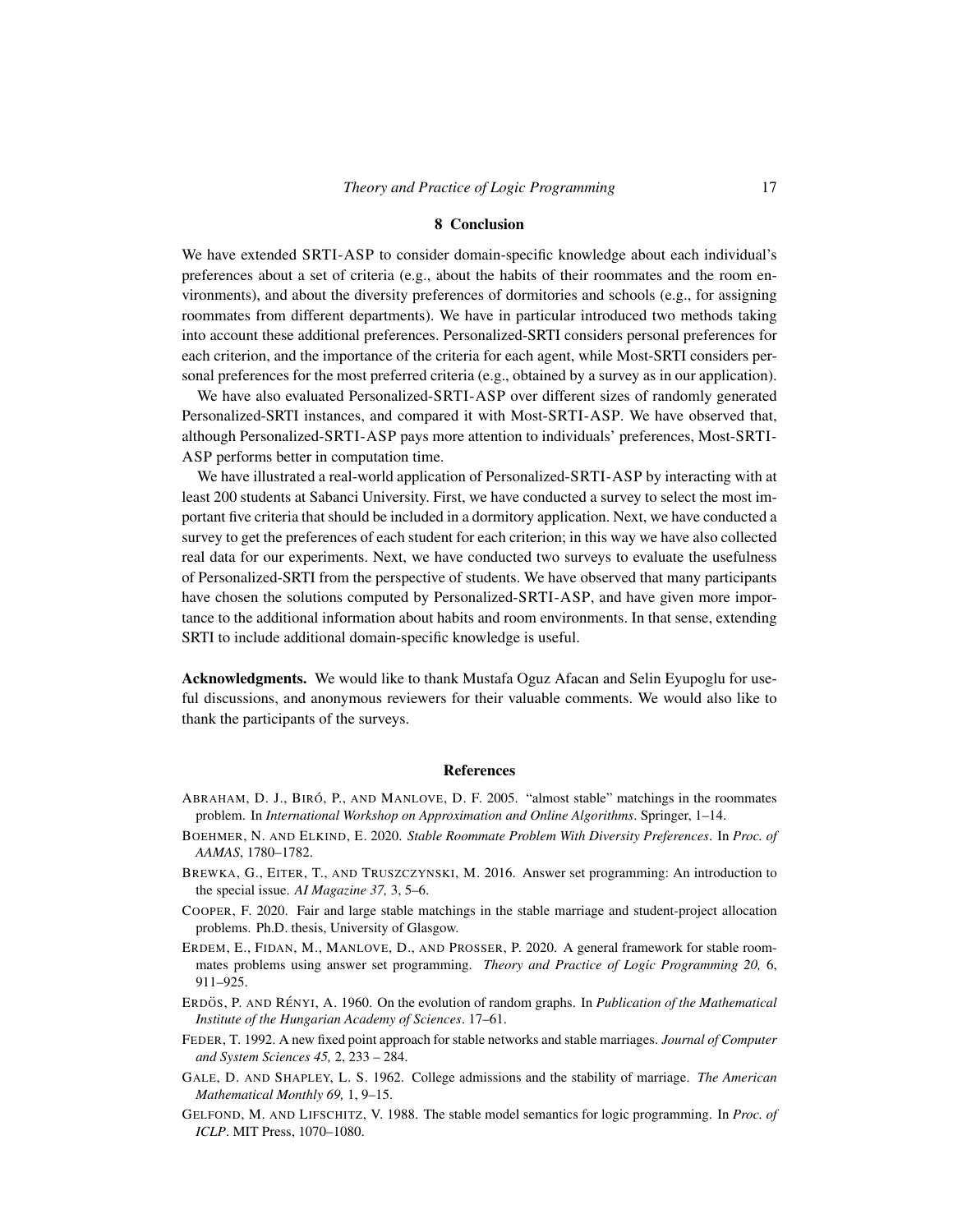## 8 Conclusion

We have extended SRTI-ASP to consider domain-specific knowledge about each individual's preferences about a set of criteria (e.g., about the habits of their roommates and the room environments), and about the diversity preferences of dormitories and schools (e.g., for assigning roommates from different departments). We have in particular introduced two methods taking into account these additional preferences. Personalized-SRTI considers personal preferences for each criterion, and the importance of the criteria for each agent, while Most-SRTI considers personal preferences for the most preferred criteria (e.g., obtained by a survey as in our application).

We have also evaluated Personalized-SRTI-ASP over different sizes of randomly generated Personalized-SRTI instances, and compared it with Most-SRTI-ASP. We have observed that, although Personalized-SRTI-ASP pays more attention to individuals' preferences, Most-SRTI-ASP performs better in computation time.

We have illustrated a real-world application of Personalized-SRTI-ASP by interacting with at least 200 students at Sabanci University. First, we have conducted a survey to select the most important five criteria that should be included in a dormitory application. Next, we have conducted a survey to get the preferences of each student for each criterion; in this way we have also collected real data for our experiments. Next, we have conducted two surveys to evaluate the usefulness of Personalized-SRTI from the perspective of students. We have observed that many participants have chosen the solutions computed by Personalized-SRTI-ASP, and have given more importance to the additional information about habits and room environments. In that sense, extending SRTI to include additional domain-specific knowledge is useful.

**Acknowledgments.** We would like to thank Mustafa Oguz Afacan and Selin Eyupoglu for useful discussions, and anonymous reviewers for their valuable comments. We would also like to thank the participants of the surveys.

## References

ABRAHAM, D. J., BIRÓ, P., AND MANLOVE, D. F. 2005. "almost stable" matchings in the roommates problem. In *International Workshop on Approximation and Online Algorithms*. Springer, 1–14.

BOEHMER, N. AND ELKIND, E. 2020. *Stable Roommate Problem With Diversity Preferences*. In *Proc. of AAMAS*, 1780–1782.

BREWKA, G., EITER, T., AND TRUSZCZYNSKI, M. 2016. Answer set programming: An introduction to the special issue. *AI Magazine 37,* 3, 5–6.

COOPER, F. 2020. Fair and large stable matchings in the stable marriage and student-project allocation problems. Ph.D. thesis, University of Glasgow.

ERDEM, E., FIDAN, M., MANLOVE, D., AND PROSSER, P. 2020. A general framework for stable roommates problems using answer set programming. *Theory and Practice of Logic Programming 20,* 6, 911–925.

ERDÖS, P. AND RÉNYI, A. 1960. On the evolution of random graphs. In *Publication of the Mathematical Institute of the Hungarian Academy of Sciences*. 17–61.

FEDER, T. 1992. A new fixed point approach for stable networks and stable marriages. *Journal of Computer and System Sciences 45,* 2, 233 – 284.

GALE, D. AND SHAPLEY, L. S. 1962. College admissions and the stability of marriage. *The American Mathematical Monthly 69,* 1, 9–15.

GELFOND, M. AND LIFSCHITZ, V. 1988. The stable model semantics for logic programming. In *Proc. of ICLP*. MIT Press, 1070–1080.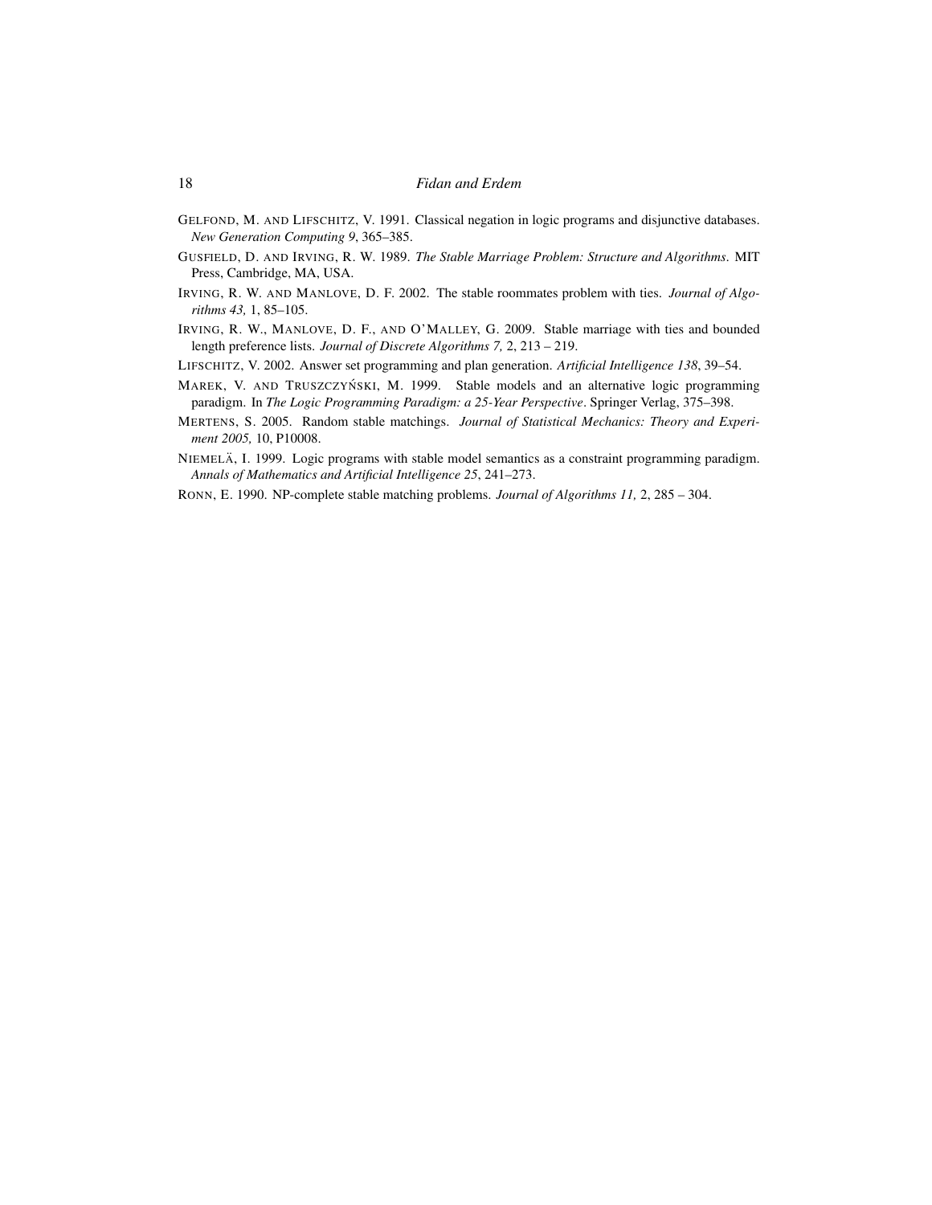GELFOND, M. AND LIFSCHITZ, V. 1991. Classical negation in logic programs and disjunctive databases. *New Generation Computing 9*, 365–385.

GUSFIELD, D. AND IRVING, R. W. 1989. *The Stable Marriage Problem: Structure and Algorithms*. MIT Press, Cambridge, MA, USA.

IRVING, R. W. AND MANLOVE, D. F. 2002. The stable roommates problem with ties. *Journal of Algorithms 43,* 1, 85–105.

IRVING, R. W., MANLOVE, D. F., AND O'MALLEY, G. 2009. Stable marriage with ties and bounded length preference lists. *Journal of Discrete Algorithms 7,* 2, 213 – 219.

LIFSCHITZ, V. 2002. Answer set programming and plan generation. *Artificial Intelligence 138*, 39–54.

MAREK, V. AND TRUSZCZYŃSKI, M. 1999. Stable models and an alternative logic programming paradigm. In *The Logic Programming Paradigm: a 25-Year Perspective*. Springer Verlag, 375–398.

MERTENS, S. 2005. Random stable matchings. *Journal of Statistical Mechanics: Theory and Experiment 2005,* 10, P10008.

NIEMELÄ, I. 1999. Logic programs with stable model semantics as a constraint programming paradigm. *Annals of Mathematics and Artificial Intelligence 25*, 241–273.

RONN, E. 1990. NP-complete stable matching problems. *Journal of Algorithms 11,* 2, 285 – 304.